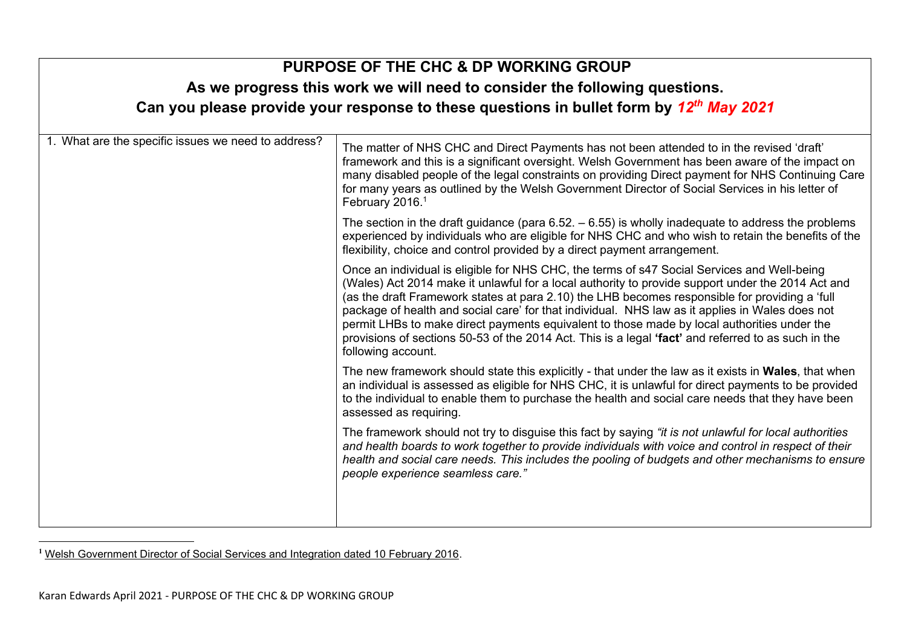# PURPOSE OF THE CHC & DP WORKING GROUP

## As we progress this work we will need to consider the following questions.

## Can you please provide your response to these questions in bullet form by *12th May 2021*

| 1. What are the specific issues we need to address? | The matter of NHS CHC and Direct Payments has not been attended to in the revised 'draft' framework and this is a significant oversight. Welsh Government has been aware of the impact on many disabled people of the legal constraints on providing Direct payment for NHS Continuing Care for many years as outlined by the Welsh Government Director of Social Services in his letter of February 2016.[1]<br><br>The section in the draft guidance (para 6.52. – 6.55) is wholly inadequate to address the problems experienced by individuals who are eligible for NHS CHC and who wish to retain the benefits of the flexibility, choice and control provided by a direct payment arrangement.<br><br>Once an individual is eligible for NHS CHC, the terms of s47 Social Services and Well-being (Wales) Act 2014 make it unlawful for a local authority to provide support under the 2014 Act and (as the draft Framework states at para 2.10) the LHB becomes responsible for providing a 'full package of health and social care' for that individual. NHS law as it applies in Wales does not permit LHBs to make direct payments equivalent to those made by local authorities under the provisions of sections 50-53 of the 2014 Act. This is a legal **'fact'** and referred to as such in the following account.<br><br>The new framework should state this explicitly - that under the law as it exists in **Wales**, that when an individual is assessed as eligible for NHS CHC, it is unlawful for direct payments to be provided to the individual to enable them to purchase the health and social care needs that they have been assessed as requiring.<br><br>The framework should not try to disguise this fact by saying *"it is not unlawful for local authorities and health boards to work together to provide individuals with voice and control in respect of their health and social care needs. This includes the pooling of budgets and other mechanisms to ensure people experience seamless care."* |
|---|---|

[1] Welsh Government Director of Social Services and Integration dated 10 February 2016.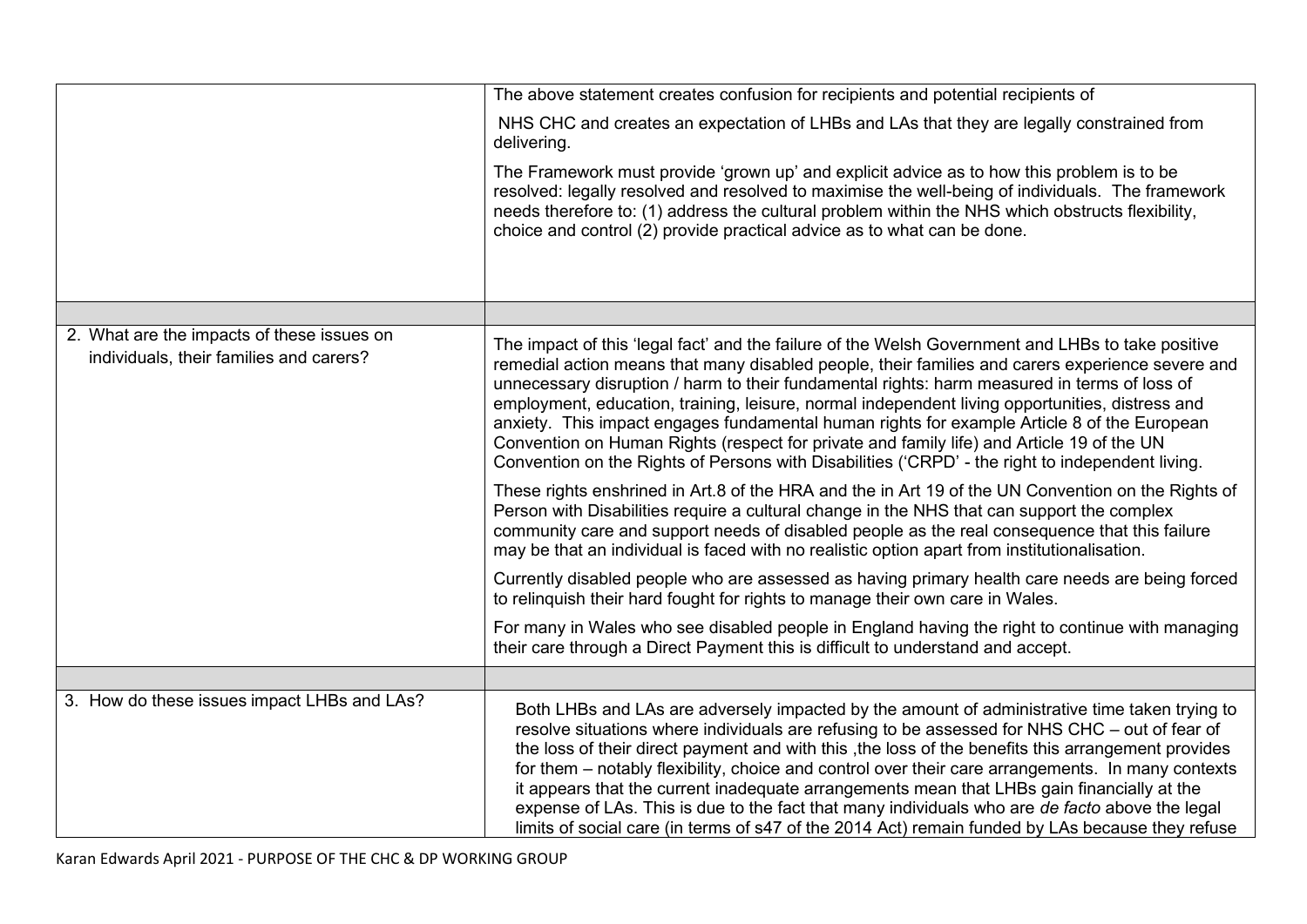| | |
|---|---|
| | The above statement creates confusion for recipients and potential recipients of NHS CHC and creates an expectation of LHBs and LAs that they are legally constrained from delivering.<br><br>The Framework must provide 'grown up' and explicit advice as to how this problem is to be resolved: legally resolved and resolved to maximise the well-being of individuals. The framework needs therefore to: (1) address the cultural problem within the NHS which obstructs flexibility, choice and control (2) provide practical advice as to what can be done. |
| | |
| 2. What are the impacts of these issues on individuals, their families and carers? | The impact of this 'legal fact' and the failure of the Welsh Government and LHBs to take positive remedial action means that many disabled people, their families and carers experience severe and unnecessary disruption / harm to their fundamental rights: harm measured in terms of loss of employment, education, training, leisure, normal independent living opportunities, distress and anxiety. This impact engages fundamental human rights for example Article 8 of the European Convention on Human Rights (respect for private and family life) and Article 19 of the UN Convention on the Rights of Persons with Disabilities ('CRPD' - the right to independent living.<br><br>These rights enshrined in Art.8 of the HRA and the in Art 19 of the UN Convention on the Rights of Person with Disabilities require a cultural change in the NHS that can support the complex community care and support needs of disabled people as the real consequence that this failure may be that an individual is faced with no realistic option apart from institutionalisation.<br><br>Currently disabled people who are assessed as having primary health care needs are being forced to relinquish their hard fought for rights to manage their own care in Wales.<br><br>For many in Wales who see disabled people in England having the right to continue with managing their care through a Direct Payment this is difficult to understand and accept. |
| | |
| 3. How do these issues impact LHBs and LAs? | Both LHBs and LAs are adversely impacted by the amount of administrative time taken trying to resolve situations where individuals are refusing to be assessed for NHS CHC – out of fear of the loss of their direct payment and with this ,the loss of the benefits this arrangement provides for them – notably flexibility, choice and control over their care arrangements. In many contexts it appears that the current inadequate arrangements mean that LHBs gain financially at the expense of LAs. This is due to the fact that many individuals who are *de facto* above the legal limits of social care (in terms of s47 of the 2014 Act) remain funded by LAs because they refuse |

Karan Edwards April 2021 - PURPOSE OF THE CHC & DP WORKING GROUP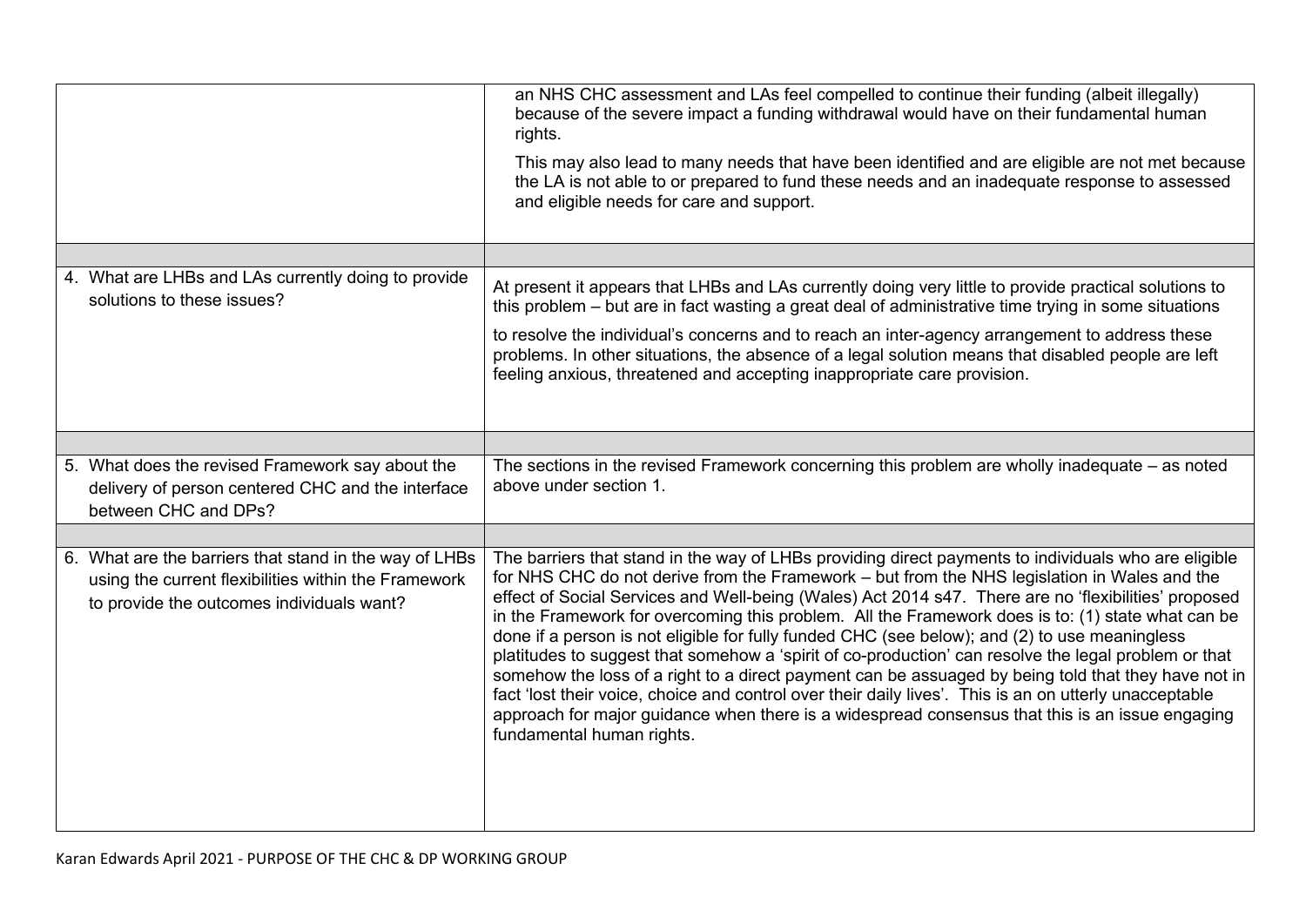| | |
|---|---|
| | an NHS CHC assessment and LAs feel compelled to continue their funding (albeit illegally) because of the severe impact a funding withdrawal would have on their fundamental human rights.<br><br>This may also lead to many needs that have been identified and are eligible are not met because the LA is not able to or prepared to fund these needs and an inadequate response to assessed and eligible needs for care and support. |
| | |
| 4. What are LHBs and LAs currently doing to provide solutions to these issues? | At present it appears that LHBs and LAs currently doing very little to provide practical solutions to this problem – but are in fact wasting a great deal of administrative time trying in some situations<br><br>to resolve the individual's concerns and to reach an inter-agency arrangement to address these problems. In other situations, the absence of a legal solution means that disabled people are left feeling anxious, threatened and accepting inappropriate care provision. |
| | |
| 5. What does the revised Framework say about the delivery of person centered CHC and the interface between CHC and DPs? | The sections in the revised Framework concerning this problem are wholly inadequate – as noted above under section 1. |
| | |
| 6. What are the barriers that stand in the way of LHBs using the current flexibilities within the Framework to provide the outcomes individuals want? | The barriers that stand in the way of LHBs providing direct payments to individuals who are eligible for NHS CHC do not derive from the Framework – but from the NHS legislation in Wales and the effect of Social Services and Well-being (Wales) Act 2014 s47. There are no 'flexibilities' proposed in the Framework for overcoming this problem. All the Framework does is to: (1) state what can be done if a person is not eligible for fully funded CHC (see below); and (2) to use meaningless platitudes to suggest that somehow a 'spirit of co-production' can resolve the legal problem or that somehow the loss of a right to a direct payment can be assuaged by being told that they have not in fact 'lost their voice, choice and control over their daily lives'. This is an on utterly unacceptable approach for major guidance when there is a widespread consensus that this is an issue engaging fundamental human rights. |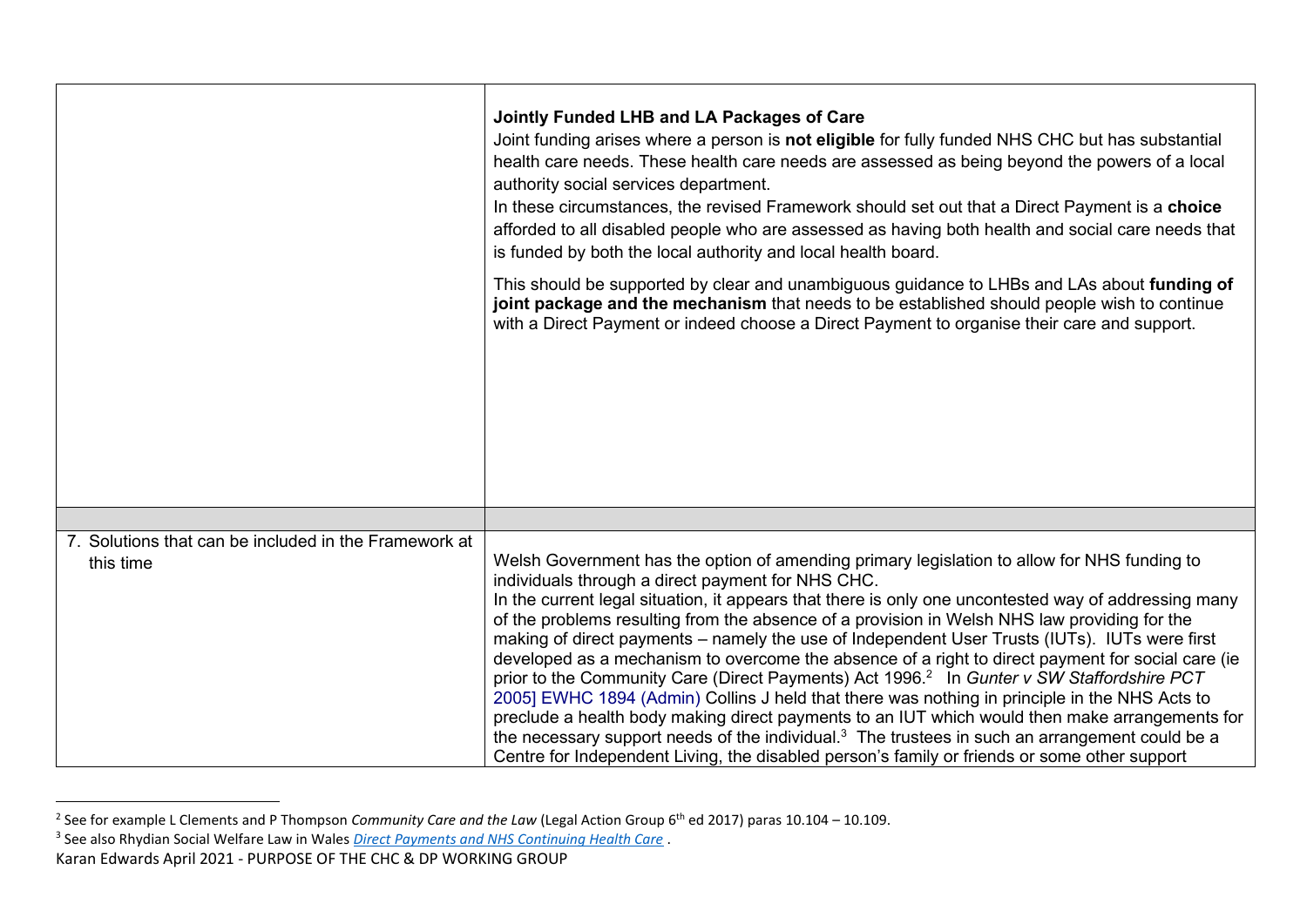| | |
|---|---|
| | **Jointly Funded LHB and LA Packages of Care**<br>Joint funding arises where a person is **not eligible** for fully funded NHS CHC but has substantial health care needs. These health care needs are assessed as being beyond the powers of a local authority social services department.<br>In these circumstances, the revised Framework should set out that a Direct Payment is a **choice** afforded to all disabled people who are assessed as having both health and social care needs that is funded by both the local authority and local health board.<br><br>This should be supported by clear and unambiguous guidance to LHBs and LAs about **funding of joint package and the mechanism** that needs to be established should people wish to continue with a Direct Payment or indeed choose a Direct Payment to organise their care and support. |
| | |
| 7. Solutions that can be included in the Framework at this time | Welsh Government has the option of amending primary legislation to allow for NHS funding to individuals through a direct payment for NHS CHC.<br>In the current legal situation, it appears that there is only one uncontested way of addressing many of the problems resulting from the absence of a provision in Welsh NHS law providing for the making of direct payments – namely the use of Independent User Trusts (IUTs). IUTs were first developed as a mechanism to overcome the absence of a right to direct payment for social care (ie prior to the Community Care (Direct Payments) Act 1996.[2] In *Gunter v SW Staffordshire PCT* 2005] EWHC 1894 (Admin) Collins J held that there was nothing in principle in the NHS Acts to preclude a health body making direct payments to an IUT which would then make arrangements for the necessary support needs of the individual.[3] The trustees in such an arrangement could be a Centre for Independent Living, the disabled person's family or friends or some other support |

[2] See for example L Clements and P Thompson *Community Care and the Law* (Legal Action Group 6th ed 2017) paras 10.104 – 10.109.

[3] See also Rhydian Social Welfare Law in Wales *Direct Payments and NHS Continuing Health Care* .

Karan Edwards April 2021 - PURPOSE OF THE CHC & DP WORKING GROUP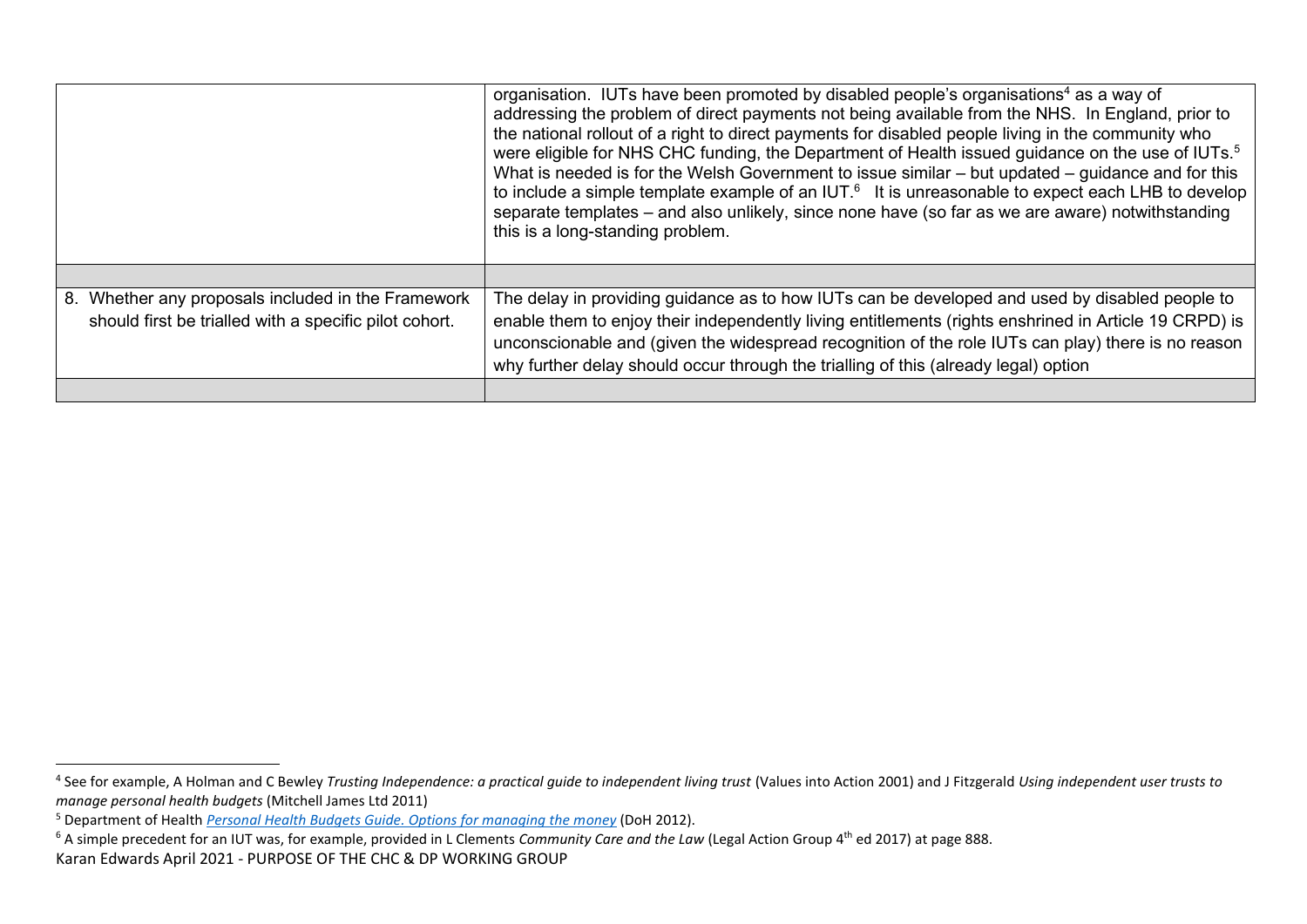| | |
|---|---|
| | organisation. IUTs have been promoted by disabled people's organisations[4] as a way of addressing the problem of direct payments not being available from the NHS. In England, prior to the national rollout of a right to direct payments for disabled people living in the community who were eligible for NHS CHC funding, the Department of Health issued guidance on the use of IUTs.[5] What is needed is for the Welsh Government to issue similar – but updated – guidance and for this to include a simple template example of an IUT.[6] It is unreasonable to expect each LHB to develop separate templates – and also unlikely, since none have (so far as we are aware) notwithstanding this is a long-standing problem. |
| | |
| 8. Whether any proposals included in the Framework should first be trialled with a specific pilot cohort. | The delay in providing guidance as to how IUTs can be developed and used by disabled people to enable them to enjoy their independently living entitlements (rights enshrined in Article 19 CRPD) is unconscionable and (given the widespread recognition of the role IUTs can play) there is no reason why further delay should occur through the trialling of this (already legal) option |
| | |

[4] See for example, A Holman and C Bewley *Trusting Independence: a practical guide to independent living trust* (Values into Action 2001) and J Fitzgerald *Using independent user trusts to manage personal health budgets* (Mitchell James Ltd 2011)

[5] Department of Health *Personal Health Budgets Guide. Options for managing the money* (DoH 2012).

[6] A simple precedent for an IUT was, for example, provided in L Clements *Community Care and the Law* (Legal Action Group 4th ed 2017) at page 888.

Karan Edwards April 2021 - PURPOSE OF THE CHC & DP WORKING GROUP